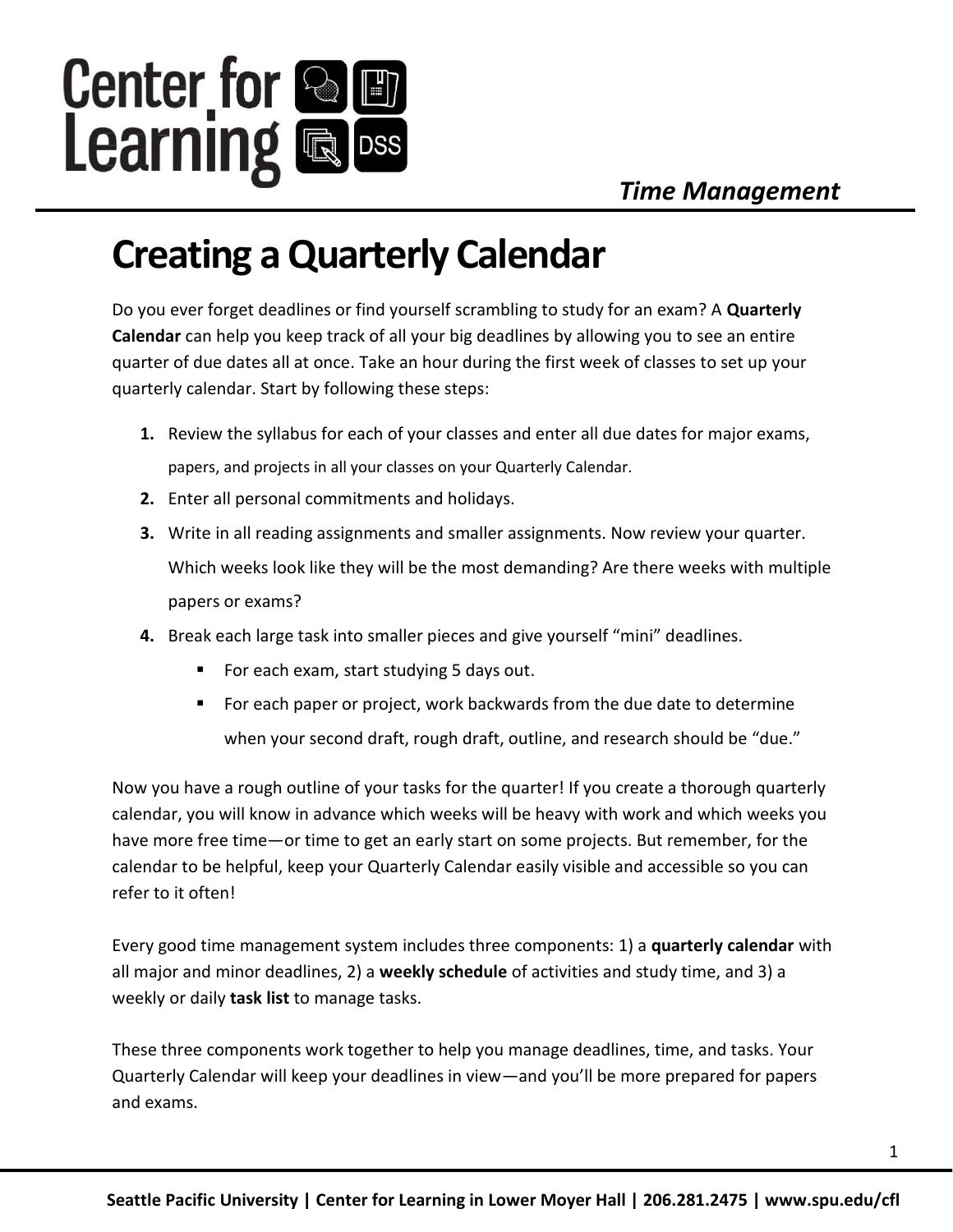Center for Learning

*Time Management*

# Creating a Quarterly Calendar

Do you ever forget deadlines or find yourself scrambling to study for an exam? A **Quarterly Calendar** can help you keep track of all your big deadlines by allowing you to see an entire quarter of due dates all at once. Take an hour during the first week of classes to set up your quarterly calendar. Start by following these steps:

1. Review the syllabus for each of your classes and enter all due dates for major exams, papers, and projects in all your classes on your Quarterly Calendar.
2. Enter all personal commitments and holidays.
3. Write in all reading assignments and smaller assignments. Now review your quarter. Which weeks look like they will be the most demanding? Are there weeks with multiple papers or exams?
4. Break each large task into smaller pieces and give yourself "mini" deadlines.
   - For each exam, start studying 5 days out.
   - For each paper or project, work backwards from the due date to determine when your second draft, rough draft, outline, and research should be "due."

Now you have a rough outline of your tasks for the quarter! If you create a thorough quarterly calendar, you will know in advance which weeks will be heavy with work and which weeks you have more free time—or time to get an early start on some projects. But remember, for the calendar to be helpful, keep your Quarterly Calendar easily visible and accessible so you can refer to it often!

Every good time management system includes three components: 1) a **quarterly calendar** with all major and minor deadlines, 2) a **weekly schedule** of activities and study time, and 3) a weekly or daily **task list** to manage tasks.

These three components work together to help you manage deadlines, time, and tasks. Your Quarterly Calendar will keep your deadlines in view—and you'll be more prepared for papers and exams.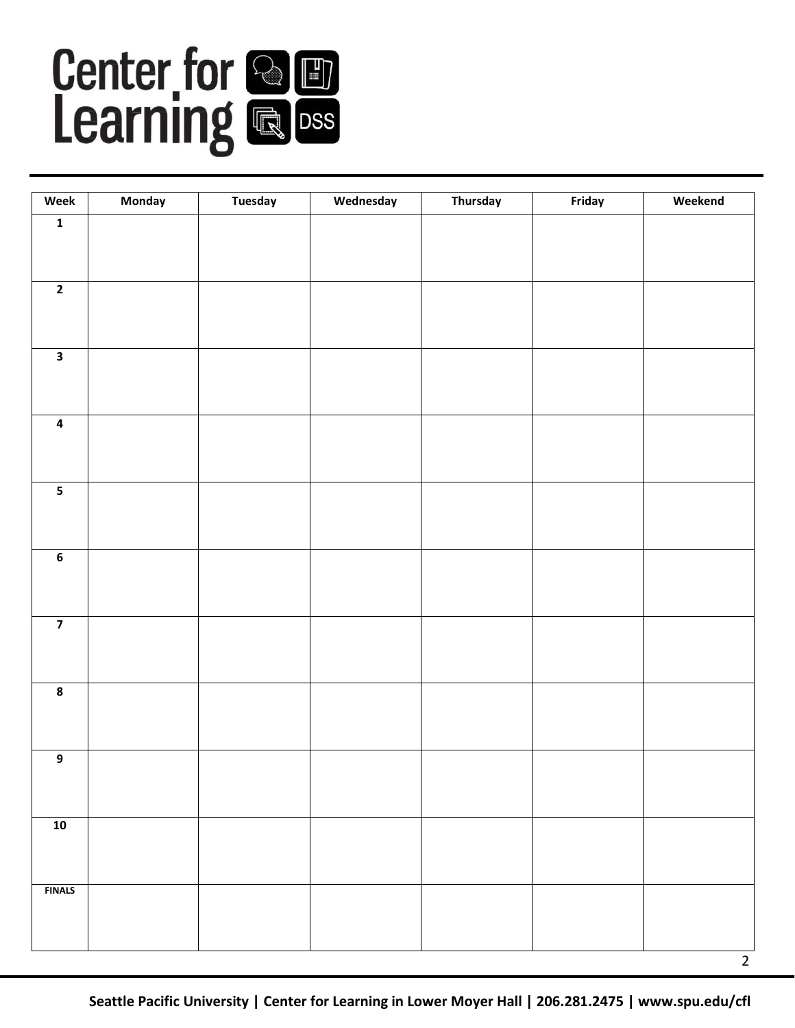# Center for Learning

| Week | Monday | Tuesday | Wednesday | Thursday | Friday | Weekend |
| --- | --- | --- | --- | --- | --- | --- |
| 1 | | | | | | |
| 2 | | | | | | |
| 3 | | | | | | |
| 4 | | | | | | |
| 5 | | | | | | |
| 6 | | | | | | |
| 7 | | | | | | |
| 8 | | | | | | |
| 9 | | | | | | |
| 10 | | | | | | |
| FINALS | | | | | | |

**Seattle Pacific University | Center for Learning in Lower Moyer Hall | 206.281.2475 | www.spu.edu/cfl**